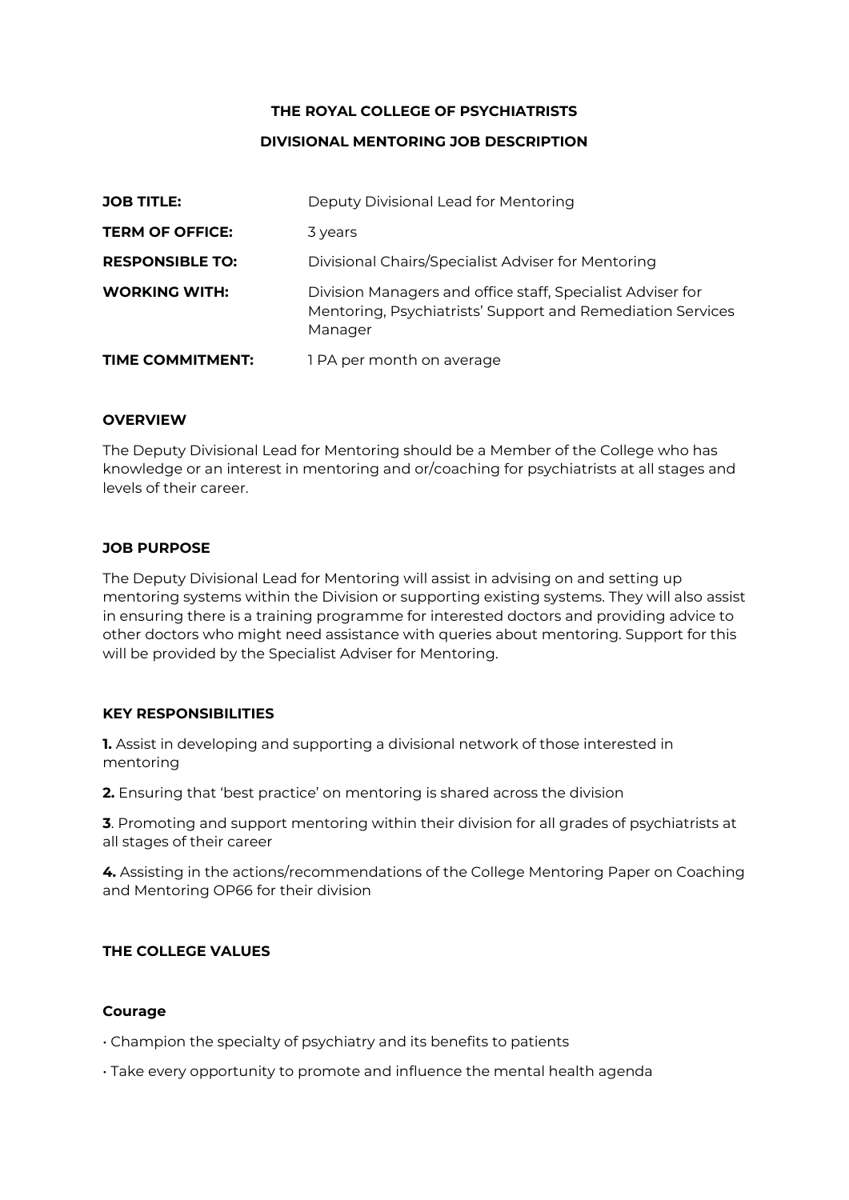**THE ROYAL COLLEGE OF PSYCHIATRISTS**

**DIVISIONAL MENTORING JOB DESCRIPTION**

| | |
|---|---|
| **JOB TITLE:** | Deputy Divisional Lead for Mentoring |
| **TERM OF OFFICE:** | 3 years |
| **RESPONSIBLE TO:** | Divisional Chairs/Specialist Adviser for Mentoring |
| **WORKING WITH:** | Division Managers and office staff, Specialist Adviser for Mentoring, Psychiatrists' Support and Remediation Services Manager |
| **TIME COMMITMENT:** | 1 PA per month on average |

## OVERVIEW

The Deputy Divisional Lead for Mentoring should be a Member of the College who has knowledge or an interest in mentoring and or/coaching for psychiatrists at all stages and levels of their career.

## JOB PURPOSE

The Deputy Divisional Lead for Mentoring will assist in advising on and setting up mentoring systems within the Division or supporting existing systems. They will also assist in ensuring there is a training programme for interested doctors and providing advice to other doctors who might need assistance with queries about mentoring. Support for this will be provided by the Specialist Adviser for Mentoring.

## KEY RESPONSIBILITIES

**1.** Assist in developing and supporting a divisional network of those interested in mentoring

**2.** Ensuring that 'best practice' on mentoring is shared across the division

**3**. Promoting and support mentoring within their division for all grades of psychiatrists at all stages of their career

**4.** Assisting in the actions/recommendations of the College Mentoring Paper on Coaching and Mentoring OP66 for their division

## THE COLLEGE VALUES

### Courage

- Champion the specialty of psychiatry and its benefits to patients
- Take every opportunity to promote and influence the mental health agenda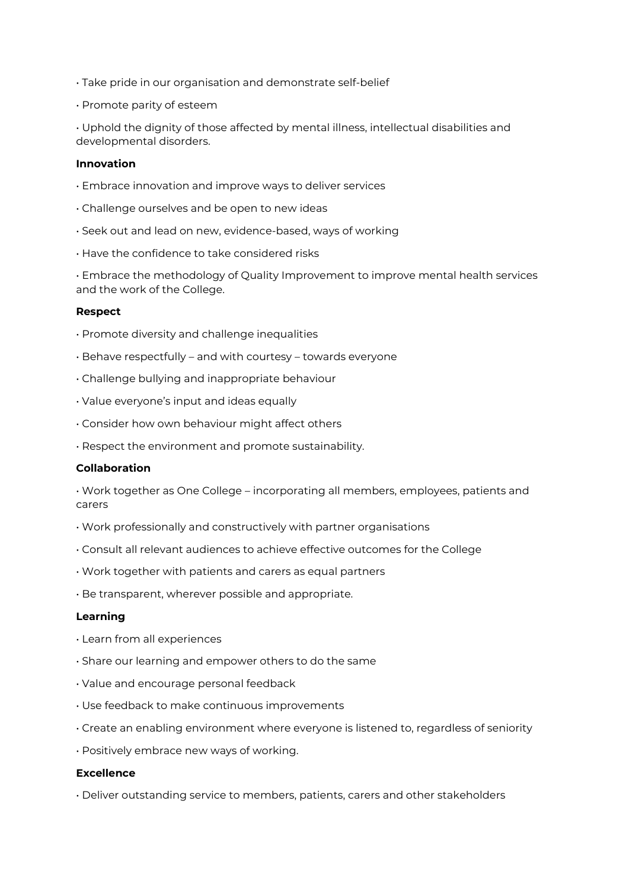- Take pride in our organisation and demonstrate self-belief
- Promote parity of esteem
- Uphold the dignity of those affected by mental illness, intellectual disabilities and developmental disorders.

**Innovation**

- Embrace innovation and improve ways to deliver services
- Challenge ourselves and be open to new ideas
- Seek out and lead on new, evidence-based, ways of working
- Have the confidence to take considered risks
- Embrace the methodology of Quality Improvement to improve mental health services and the work of the College.

**Respect**

- Promote diversity and challenge inequalities
- Behave respectfully – and with courtesy – towards everyone
- Challenge bullying and inappropriate behaviour
- Value everyone's input and ideas equally
- Consider how own behaviour might affect others
- Respect the environment and promote sustainability.

**Collaboration**

- Work together as One College – incorporating all members, employees, patients and carers
- Work professionally and constructively with partner organisations
- Consult all relevant audiences to achieve effective outcomes for the College
- Work together with patients and carers as equal partners
- Be transparent, wherever possible and appropriate.

**Learning**

- Learn from all experiences
- Share our learning and empower others to do the same
- Value and encourage personal feedback
- Use feedback to make continuous improvements
- Create an enabling environment where everyone is listened to, regardless of seniority
- Positively embrace new ways of working.

**Excellence**

- Deliver outstanding service to members, patients, carers and other stakeholders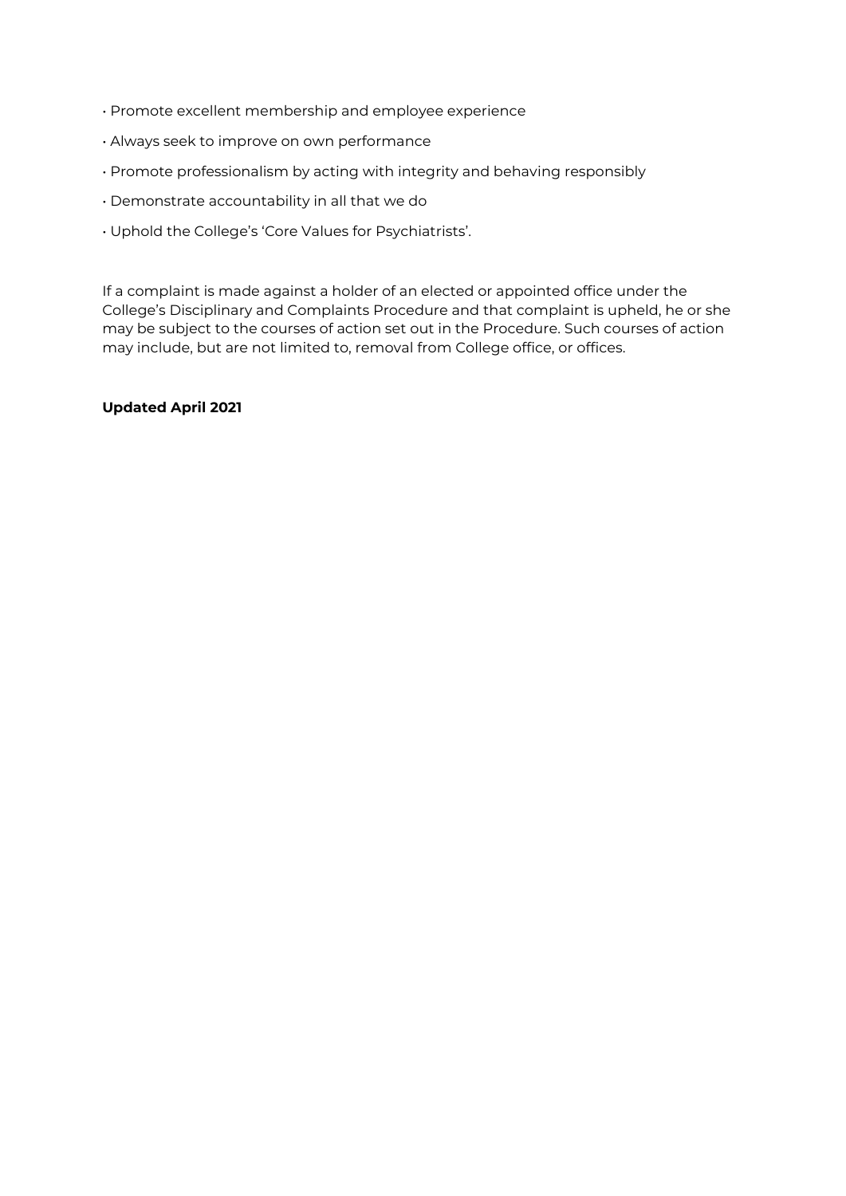- Promote excellent membership and employee experience
- Always seek to improve on own performance
- Promote professionalism by acting with integrity and behaving responsibly
- Demonstrate accountability in all that we do
- Uphold the College's 'Core Values for Psychiatrists'.

If a complaint is made against a holder of an elected or appointed office under the College's Disciplinary and Complaints Procedure and that complaint is upheld, he or she may be subject to the courses of action set out in the Procedure. Such courses of action may include, but are not limited to, removal from College office, or offices.

**Updated April 2021**